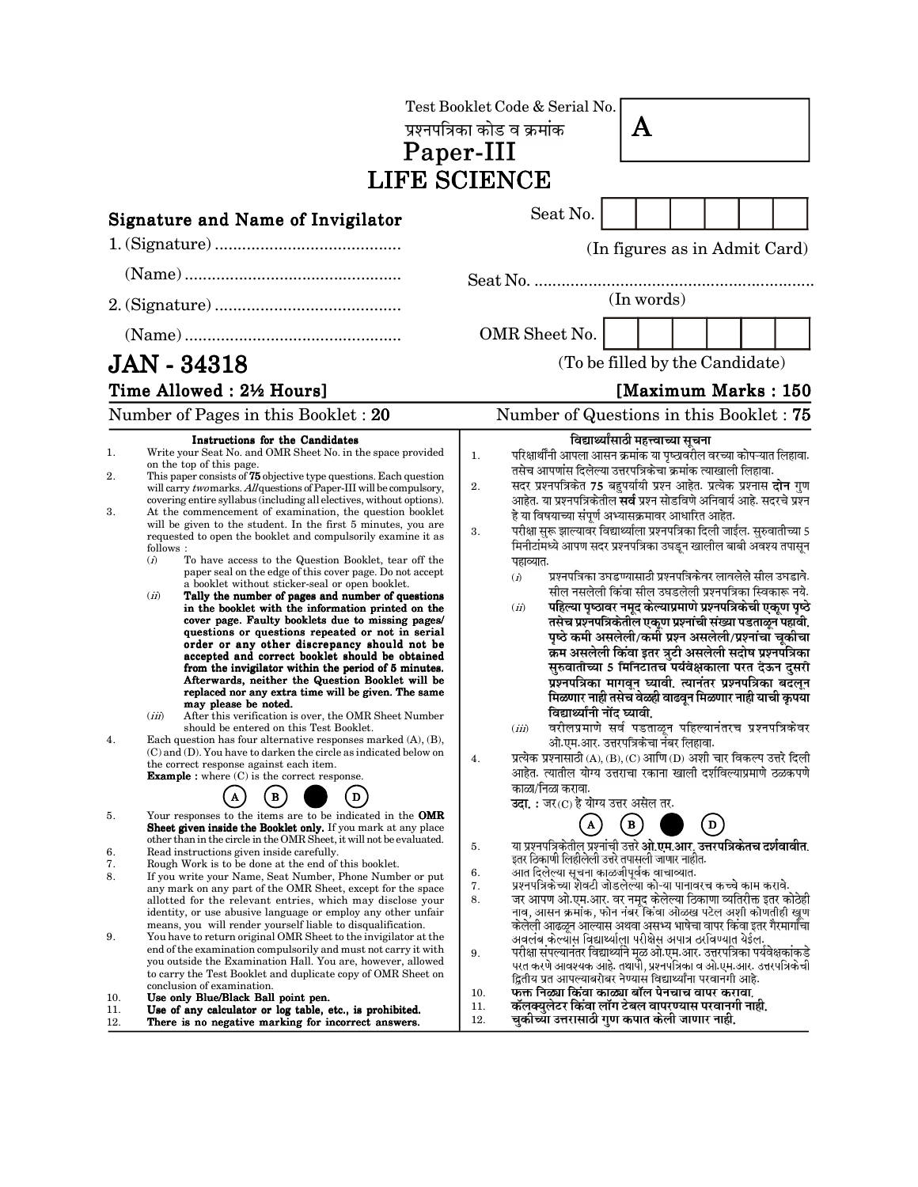Test Booklet Code & Serial No.

प्रश्नपत्रिका कोड व क्रमांक

**A**

# Paper-III
# LIFE SCIENCE

**Signature and Name of Invigilator**

1. (Signature) .........................................

   (Name) ................................................

2. (Signature) .........................................

   (Name) ................................................

Seat No. | | | | | | | |

(In figures as in Admit Card)

Seat No. ..............................................................

(In words)

OMR Sheet No. | | | | | | | |

(To be filled by the Candidate)

## JAN - 34318

**Time Allowed : 2½ Hours]** **[Maximum Marks : 150**

Number of Pages in this Booklet : **20** Number of Questions in this Booklet : **75**

### Instructions for the Candidates

1. Write your Seat No. and OMR Sheet No. in the space provided on the top of this page.
2. This paper consists of **75** objective type questions. Each question will carry *two* marks. *All* questions of Paper-III will be compulsory, covering entire syllabus (including all electives, without options).
3. At the commencement of examination, the question booklet will be given to the student. In the first 5 minutes, you are requested to open the booklet and compulsorily examine it as follows :
   (*i*) To have access to the Question Booklet, tear off the paper seal on the edge of this cover page. Do not accept a booklet without sticker-seal or open booklet.
   (*ii*) **Tally the number of pages and number of questions in the booklet with the information printed on the cover page. Faulty booklets due to missing pages/ questions or questions repeated or not in serial order or any other discrepancy should not be accepted and correct booklet should be obtained from the invigilator within the period of 5 minutes. Afterwards, neither the Question Booklet will be replaced nor any extra time will be given. The same may please be noted.**
   (*iii*) After this verification is over, the OMR Sheet Number should be entered on this Test Booklet.
4. Each question has four alternative responses marked (A), (B), (C) and (D). You have to darken the circle as indicated below on the correct response against each item.
   **Example :** where (C) is the correct response.
   (A) (B) ● (D)
5. Your responses to the items are to be indicated in the **OMR Sheet given inside the Booklet only.** If you mark at any place other than in the circle in the OMR Sheet, it will not be evaluated.
6. Read instructions given inside carefully.
7. Rough Work is to be done at the end of this booklet.
8. If you write your Name, Seat Number, Phone Number or put any mark on any part of the OMR Sheet, except for the space allotted for the relevant entries, which may disclose your identity, or use abusive language or employ any other unfair means, you will render yourself liable to disqualification.
9. You have to return original OMR Sheet to the invigilator at the end of the examination compulsorily and must not carry it with you outside the Examination Hall. You are, however, allowed to carry the Test Booklet and duplicate copy of OMR Sheet on conclusion of examination.
10. **Use only Blue/Black Ball point pen.**
11. **Use of any calculator or log table, etc., is prohibited.**
12. **There is no negative marking for incorrect answers.**

### विद्यार्थ्यांसाठी महत्त्वाच्या सूचना

1. परिक्षार्थींनी आपला आसन क्रमांक या पृष्ठावरील वरच्या कोपऱ्यात लिहावा. तसेच आपणांस दिलेल्या उत्तरपत्रिकेचा क्रमांक त्याखाली लिहावा.
2. सदर प्रश्नपत्रिकेत **75** बहुपर्यायी प्रश्न आहेत. प्रत्येक प्रश्नास **दोन** गुण आहेत. या प्रश्नपत्रिकेतील **सर्व** प्रश्न सोडविणे अनिवार्य आहे. सदरचे प्रश्न हे या विषयाच्या संपूर्ण अभ्यासक्रमावर आधारित आहेत.
3. परीक्षा सुरू झाल्यावर विद्यार्थ्याला प्रश्नपत्रिका दिली जाईल. सुरुवातीच्या 5 मिनीटांमध्ये आपण सदर प्रश्नपत्रिका उघडून खालील बाबी अवश्य तपासून पहाव्यात.
   (*i*) प्रश्नपत्रिका उघडण्यासाठी प्रश्नपत्रिकेवर लावलेले सील उघडावे. सील नसलेली किंवा सील उघडलेली प्रश्नपत्रिका स्विकारू नये.
   (*ii*) **पहिल्या पृष्ठावर नमूद केल्याप्रमाणे प्रश्नपत्रिकेची एकूण पृष्ठे तसेच प्रश्नपत्रिकेतील एकूण प्रश्नांची संख्या पडताळून पहावी. पृष्ठे कमी असलेली/कमी प्रश्न असलेली/प्रश्नांचा चूकीचा क्रम असलेली किंवा इतर त्रुटी असलेली सदोष प्रश्नपत्रिका सुरुवातीच्या 5 मिनिटातच पर्यवेक्षकाला परत देऊन दुसरी प्रश्नपत्रिका मागवून घ्यावी. त्यानंतर प्रश्नपत्रिका बदलून मिळणार नाही तसेच वेळही वाढवून मिळणार नाही याची कृपया विद्यार्थ्यांनी नोंद घ्यावी.**
   (*iii*) वरीलप्रमाणे सर्व पडताळून पहिल्यानंतरच प्रश्नपत्रिकेवर ओ.एम.आर. उत्तरपत्रिकेचा नंबर लिहावा.
4. प्रत्येक प्रश्नासाठी (A), (B), (C) आणि (D) अशी चार विकल्प उत्तरे दिली आहेत. त्यातील योग्य उत्तराचा रकाना खाली दर्शविल्याप्रमाणे ठळकपणे काळा/निळा करावा.
   **उदा. :** जर (C) हे योग्य उत्तर असेल तर.
   (A) (B) ● (D)
5. या प्रश्नपत्रिकेतील प्रश्नांची उत्तरे **ओ.एम.आर. उत्तरपत्रिकेतच दर्शवावीत.** इतर ठिकाणी लिहीलेली उत्तरे तपासली जाणार नाहीत.
6. आत दिलेल्या सूचना काळजीपूर्वक वाचाव्यात.
7. प्रश्नपत्रिकेच्या शेवटी जोडलेल्या कोऱ्या पानावरच कच्चे काम करावे.
8. जर आपण ओ.एम.आर. वर नमूद केलेल्या ठिकाणा व्यतिरीक्त इतर कोठेही नाव, आसन क्रमांक, फोन नंबर किंवा ओळख पटेल अशी कोणतीही खूण केलेली आढळून आल्यास अथवा असभ्य भाषेचा वापर किंवा इतर गैरमार्गांचा अवलंब केल्यास विद्यार्थ्याला परीक्षेस अपात्र ठरविण्यात येईल.
9. परीक्षा संपल्यानंतर विद्यार्थ्याने मूळ ओ.एम.आर. उत्तरपत्रिका पर्यवेक्षकांकडे परत करणे आवश्यक आहे. तथापी, प्रश्नपत्रिका व ओ.एम.आर. उत्तरपत्रिकेची द्वितीय प्रत आपल्याबरोबर नेण्यास विद्यार्थ्यांना परवानगी आहे.
10. **फक्त निळ्या किंवा काळ्या बॉल पेनचाच वापर करावा.**
11. **कॅलक्युलेटर किंवा लॉग टेबल वापरण्यास परवानगी नाही.**
12. **चुकीच्या उत्तरासाठी गुण कपात केली जाणार नाही.**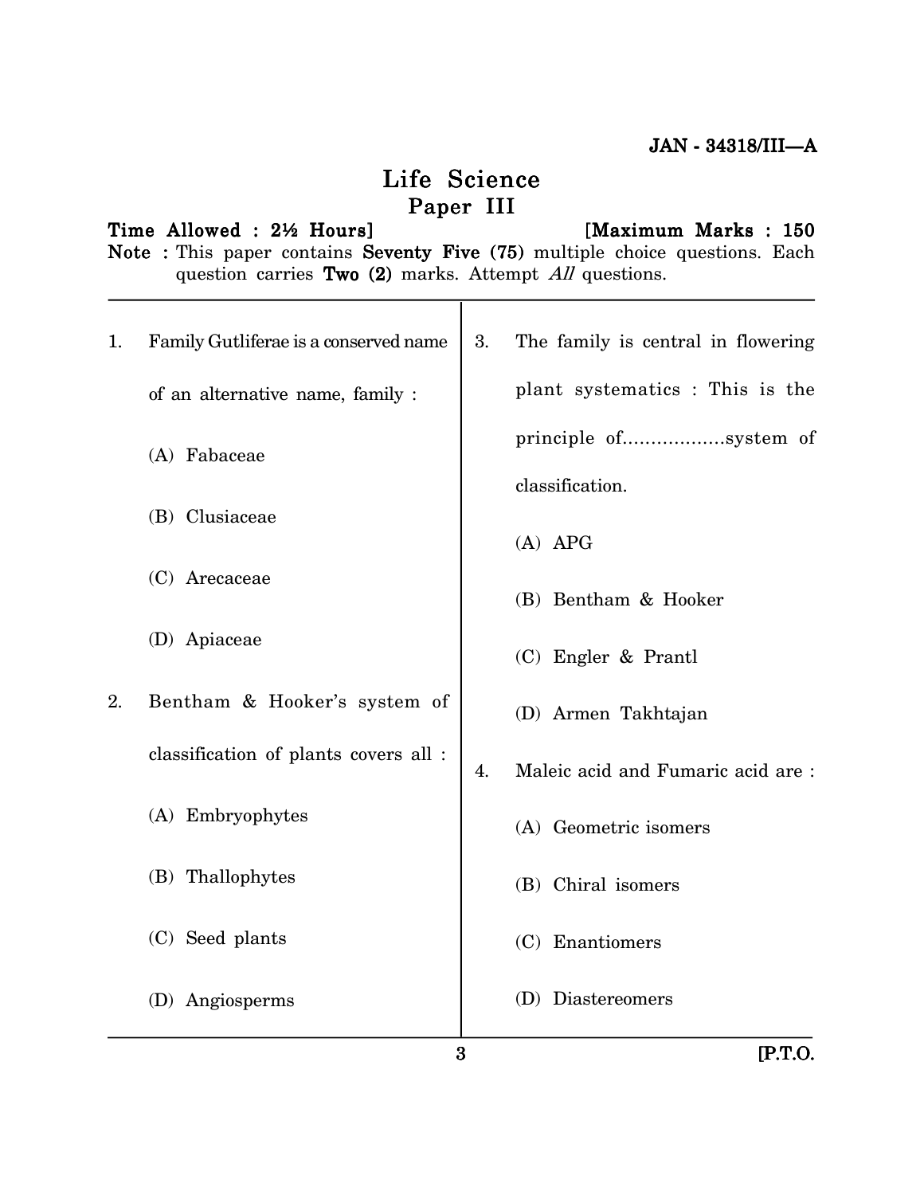JAN - 34318/III—A

# Life Science
## Paper III

**Time Allowed : 2½ Hours]** **[Maximum Marks : 150**

**Note :** This paper contains **Seventy Five (75)** multiple choice questions. Each question carries **Two (2)** marks. Attempt *All* questions.

1. Family Gutliferae is a conserved name of an alternative name, family :

   (A) Fabaceae

   (B) Clusiaceae

   (C) Arecaceae

   (D) Apiaceae

2. Bentham & Hooker's system of classification of plants covers all :

   (A) Embryophytes

   (B) Thallophytes

   (C) Seed plants

   (D) Angiosperms

3. The family is central in flowering plant systematics : This is the principle of..................system of classification.

   (A) APG

   (B) Bentham & Hooker

   (C) Engler & Prantl

   (D) Armen Takhtajan

4. Maleic acid and Fumaric acid are :

   (A) Geometric isomers

   (B) Chiral isomers

   (C) Enantiomers

   (D) Diastereomers

[P.T.O.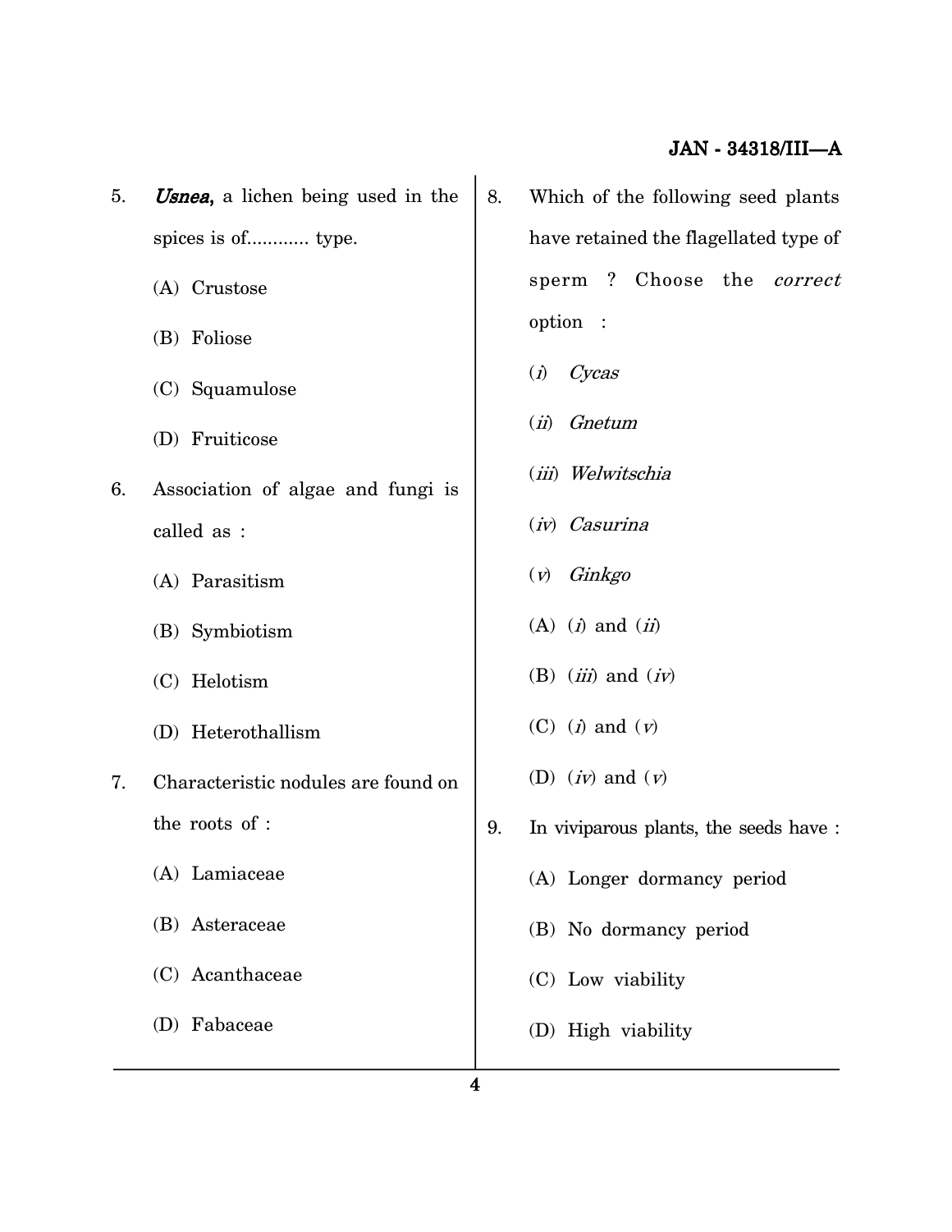5. *Usnea*, a lichen being used in the spices is of........... type.

   (A) Crustose

   (B) Foliose

   (C) Squamulose

   (D) Fruiticose

6. Association of algae and fungi is called as :

   (A) Parasitism

   (B) Symbiotism

   (C) Helotism

   (D) Heterothallism

7. Characteristic nodules are found on the roots of :

   (A) Lamiaceae

   (B) Asteraceae

   (C) Acanthaceae

   (D) Fabaceae

8. Which of the following seed plants have retained the flagellated type of sperm ? Choose the *correct* option :

   (*i*) *Cycas*

   (*ii*) *Gnetum*

   (*iii*) *Welwitschia*

   (*iv*) *Casurina*

   (*v*) *Ginkgo*

   (A) (*i*) and (*ii*)

   (B) (*iii*) and (*iv*)

   (C) (*i*) and (*v*)

   (D) (*iv*) and (*v*)

9. In viviparous plants, the seeds have :

   (A) Longer dormancy period

   (B) No dormancy period

   (C) Low viability

   (D) High viability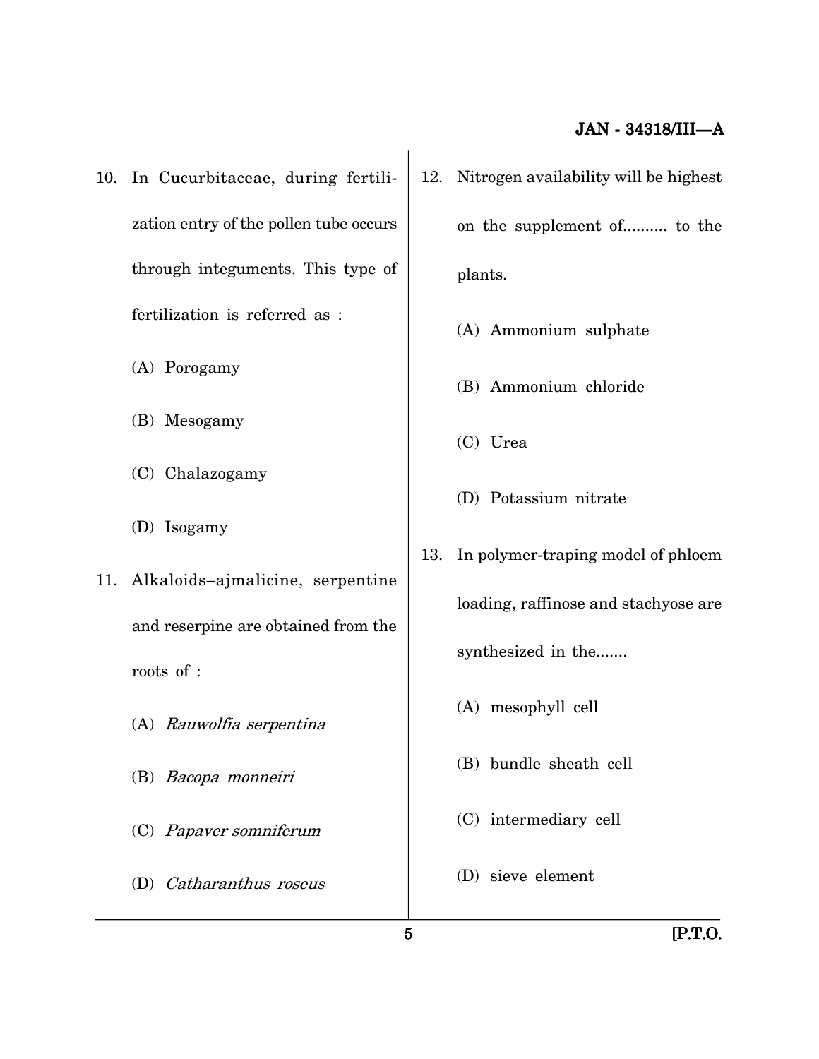10. In Cucurbitaceae, during fertilization entry of the pollen tube occurs through integuments. This type of fertilization is referred as :

    (A) Porogamy

    (B) Mesogamy

    (C) Chalazogamy

    (D) Isogamy

11. Alkaloids–ajmalicine, serpentine and reserpine are obtained from the roots of :

    (A) *Rauwolfia serpentina*

    (B) *Bacopa monneiri*

    (C) *Papaver somniferum*

    (D) *Catharanthus roseus*

12. Nitrogen availability will be highest on the supplement of.......... to the plants.

    (A) Ammonium sulphate

    (B) Ammonium chloride

    (C) Urea

    (D) Potassium nitrate

13. In polymer-traping model of phloem loading, raffinose and stachyose are synthesized in the.......

    (A) mesophyll cell

    (B) bundle sheath cell

    (C) intermediary cell

    (D) sieve element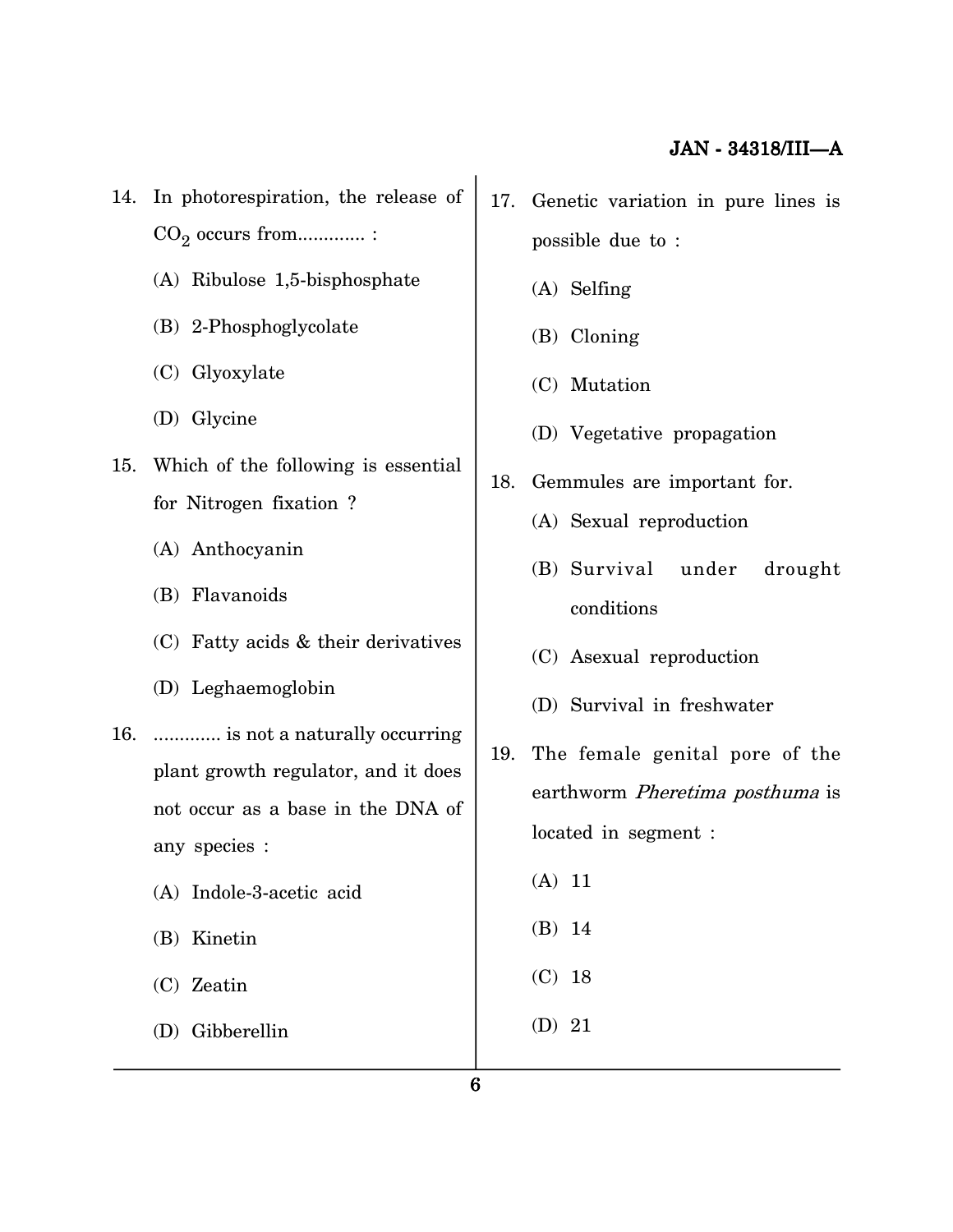14. In photorespiration, the release of $CO_2$ occurs from............. :

    (A) Ribulose 1,5-bisphosphate

    (B) 2-Phosphoglycolate

    (C) Glyoxylate

    (D) Glycine

15. Which of the following is essential for Nitrogen fixation ?

    (A) Anthocyanin

    (B) Flavanoids

    (C) Fatty acids & their derivatives

    (D) Leghaemoglobin

16. ............. is not a naturally occurring plant growth regulator, and it does not occur as a base in the DNA of any species :

    (A) Indole-3-acetic acid

    (B) Kinetin

    (C) Zeatin

    (D) Gibberellin

17. Genetic variation in pure lines is possible due to :

    (A) Selfing

    (B) Cloning

    (C) Mutation

    (D) Vegetative propagation

18. Gemmules are important for.

    (A) Sexual reproduction

    (B) Survival under drought conditions

    (C) Asexual reproduction

    (D) Survival in freshwater

19. The female genital pore of the earthworm *Pheretima posthuma* is located in segment :

    (A) 11

    (B) 14

    (C) 18

    (D) 21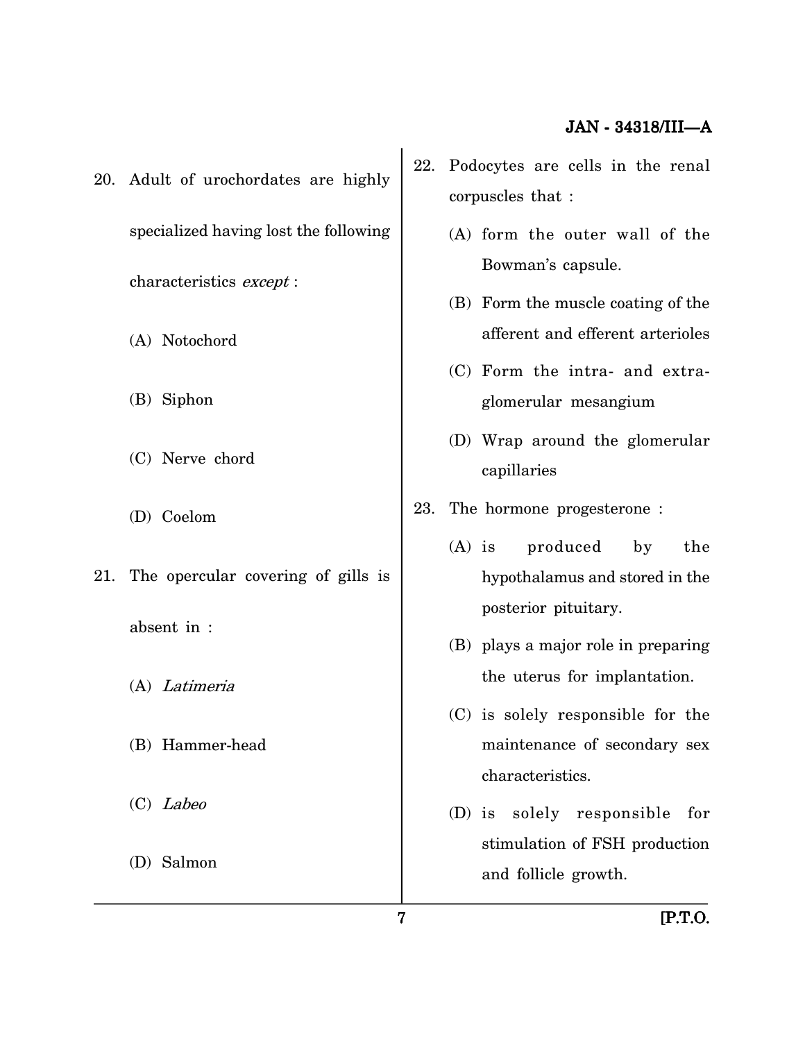20. Adult of urochordates are highly specialized having lost the following characteristics *except* :

    (A) Notochord

    (B) Siphon

    (C) Nerve chord

    (D) Coelom

21. The opercular covering of gills is absent in :

    (A) *Latimeria*

    (B) Hammer-head

    (C) *Labeo*

    (D) Salmon

22. Podocytes are cells in the renal corpuscles that :

    (A) form the outer wall of the Bowman's capsule.

    (B) Form the muscle coating of the afferent and efferent arterioles

    (C) Form the intra- and extra-glomerular mesangium

    (D) Wrap around the glomerular capillaries

23. The hormone progesterone :

    (A) is produced by the hypothalamus and stored in the posterior pituitary.

    (B) plays a major role in preparing the uterus for implantation.

    (C) is solely responsible for the maintenance of secondary sex characteristics.

    (D) is solely responsible for stimulation of FSH production and follicle growth.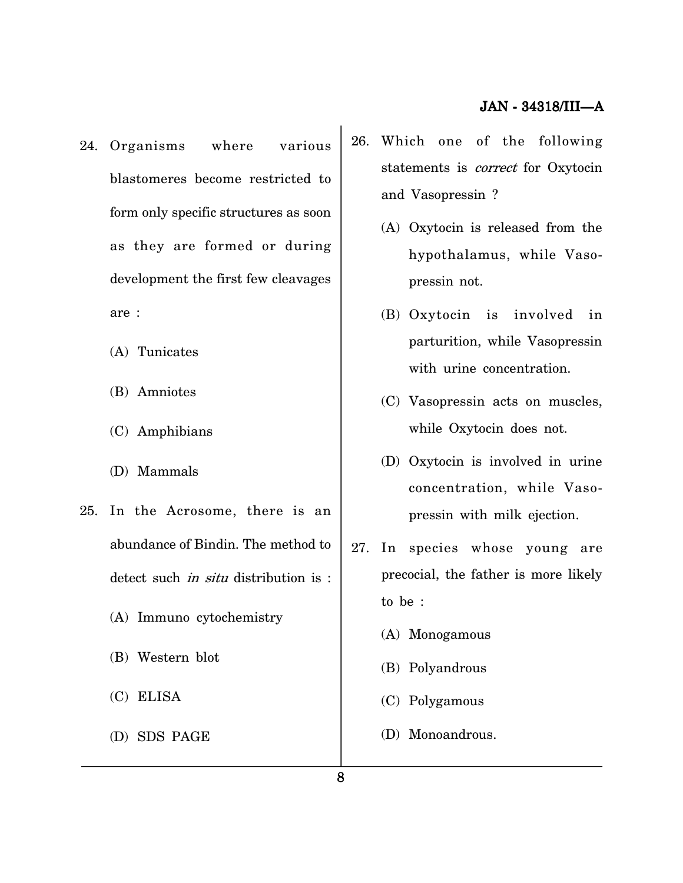24. Organisms where various blastomeres become restricted to form only specific structures as soon as they are formed or during development the first few cleavages are :

    (A) Tunicates

    (B) Amniotes

    (C) Amphibians

    (D) Mammals

25. In the Acrosome, there is an abundance of Bindin. The method to detect such *in situ* distribution is :

    (A) Immuno cytochemistry

    (B) Western blot

    (C) ELISA

    (D) SDS PAGE

26. Which one of the following statements is *correct* for Oxytocin and Vasopressin ?

    (A) Oxytocin is released from the hypothalamus, while Vasopressin not.

    (B) Oxytocin is involved in parturition, while Vasopressin with urine concentration.

    (C) Vasopressin acts on muscles, while Oxytocin does not.

    (D) Oxytocin is involved in urine concentration, while Vasopressin with milk ejection.

27. In species whose young are precocial, the father is more likely to be :

    (A) Monogamous

    (B) Polyandrous

    (C) Polygamous

    (D) Monoandrous.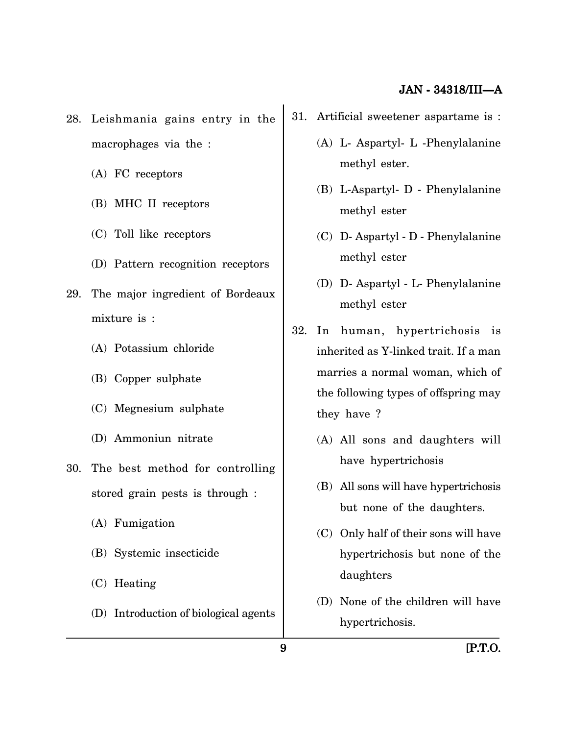28. Leishmania gains entry in the macrophages via the :

    (A) FC receptors

    (B) MHC II receptors

    (C) Toll like receptors

    (D) Pattern recognition receptors

29. The major ingredient of Bordeaux mixture is :

    (A) Potassium chloride

    (B) Copper sulphate

    (C) Megnesium sulphate

    (D) Ammoniun nitrate

30. The best method for controlling stored grain pests is through :

    (A) Fumigation

    (B) Systemic insecticide

    (C) Heating

    (D) Introduction of biological agents

31. Artificial sweetener aspartame is :

    (A) L- Aspartyl- L -Phenylalanine methyl ester.

    (B) L-Aspartyl- D - Phenylalanine methyl ester

    (C) D- Aspartyl - D - Phenylalanine methyl ester

    (D) D- Aspartyl - L- Phenylalanine methyl ester

32. In human, hypertrichosis is inherited as Y-linked trait. If a man marries a normal woman, which of the following types of offspring may they have ?

    (A) All sons and daughters will have hypertrichosis

    (B) All sons will have hypertrichosis but none of the daughters.

    (C) Only half of their sons will have hypertrichosis but none of the daughters

    (D) None of the children will have hypertrichosis.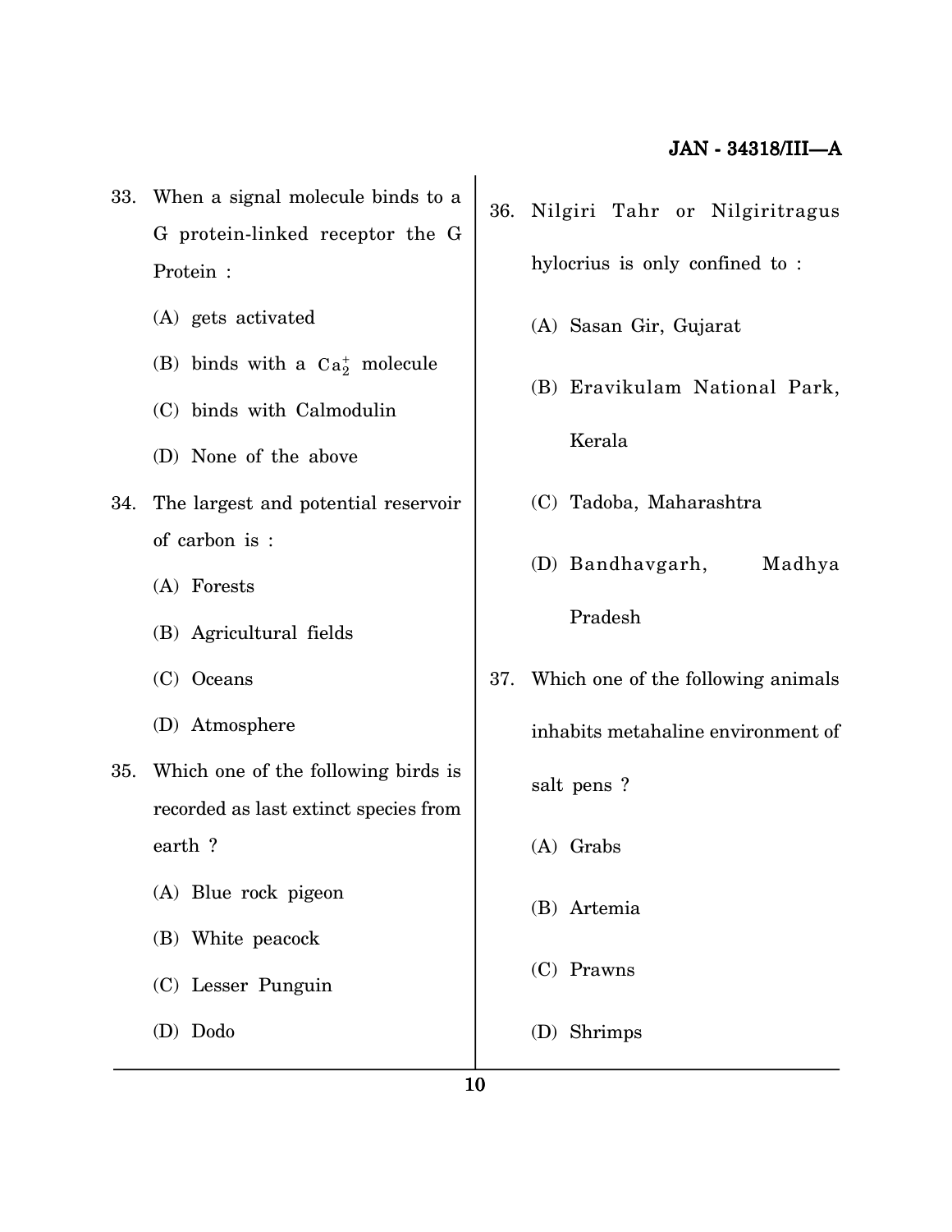33. When a signal molecule binds to a G protein-linked receptor the G Protein :

(A) gets activated

(B) binds with a $Ca_2^+$ molecule

(C) binds with Calmodulin

(D) None of the above

34. The largest and potential reservoir of carbon is :

(A) Forests

(B) Agricultural fields

(C) Oceans

(D) Atmosphere

35. Which one of the following birds is recorded as last extinct species from earth ?

(A) Blue rock pigeon

(B) White peacock

(C) Lesser Punguin

(D) Dodo

36. Nilgiri Tahr or Nilgiritragus hylocrius is only confined to :

(A) Sasan Gir, Gujarat

(B) Eravikulam National Park, Kerala

(C) Tadoba, Maharashtra

(D) Bandhavgarh, Madhya Pradesh

37. Which one of the following animals inhabits metahaline environment of salt pens ?

(A) Grabs

(B) Artemia

(C) Prawns

(D) Shrimps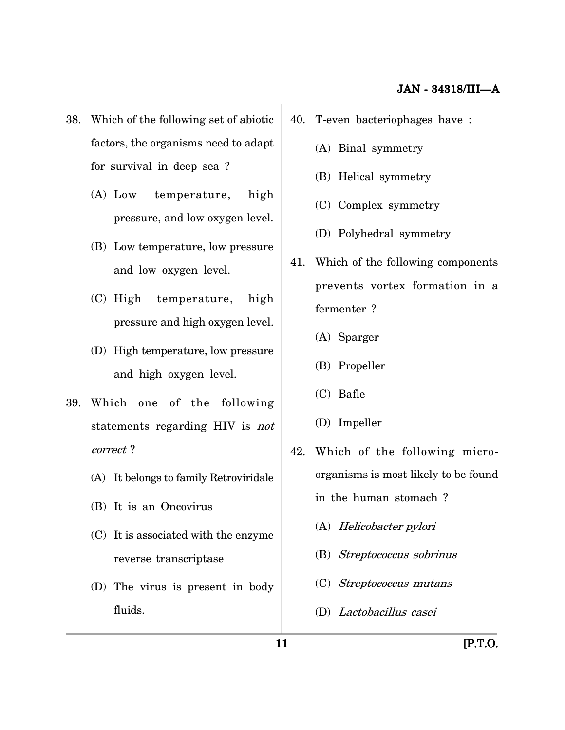38. Which of the following set of abiotic factors, the organisms need to adapt for survival in deep sea ?

    (A) Low temperature, high pressure, and low oxygen level.

    (B) Low temperature, low pressure and low oxygen level.

    (C) High temperature, high pressure and high oxygen level.

    (D) High temperature, low pressure and high oxygen level.

39. Which one of the following statements regarding HIV is *not correct* ?

    (A) It belongs to family Retroviridale

    (B) It is an Oncovirus

    (C) It is associated with the enzyme reverse transcriptase

    (D) The virus is present in body fluids.

40. T-even bacteriophages have :

    (A) Binal symmetry

    (B) Helical symmetry

    (C) Complex symmetry

    (D) Polyhedral symmetry

41. Which of the following components prevents vortex formation in a fermenter ?

    (A) Sparger

    (B) Propeller

    (C) Bafle

    (D) Impeller

42. Which of the following micro-organisms is most likely to be found in the human stomach ?

    (A) *Helicobacter pylori*

    (B) *Streptococcus sobrinus*

    (C) *Streptococcus mutans*

    (D) *Lactobacillus casei*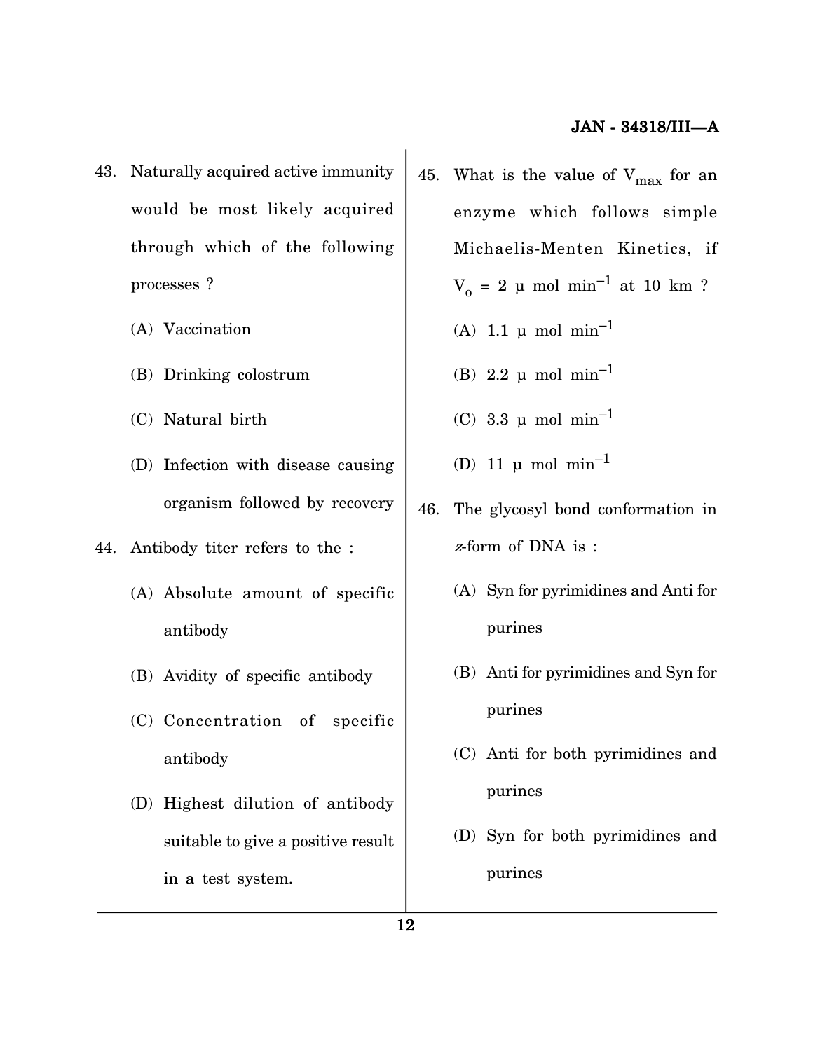43. Naturally acquired active immunity would be most likely acquired through which of the following processes ?

    (A) Vaccination

    (B) Drinking colostrum

    (C) Natural birth

    (D) Infection with disease causing organism followed by recovery

44. Antibody titer refers to the :

    (A) Absolute amount of specific antibody

    (B) Avidity of specific antibody

    (C) Concentration of specific antibody

    (D) Highest dilution of antibody suitable to give a positive result in a test system.

45. What is the value of $V_{max}$ for an enzyme which follows simple Michaelis-Menten Kinetics, if $V_o$ = 2 μ mol $min^{-1}$ at 10 km ?

    (A) 1.1 μ mol $min^{-1}$

    (B) 2.2 μ mol $min^{-1}$

    (C) 3.3 μ mol $min^{-1}$

    (D) 11 μ mol $min^{-1}$

46. The glycosyl bond conformation in *z*-form of DNA is :

    (A) Syn for pyrimidines and Anti for purines

    (B) Anti for pyrimidines and Syn for purines

    (C) Anti for both pyrimidines and purines

    (D) Syn for both pyrimidines and purines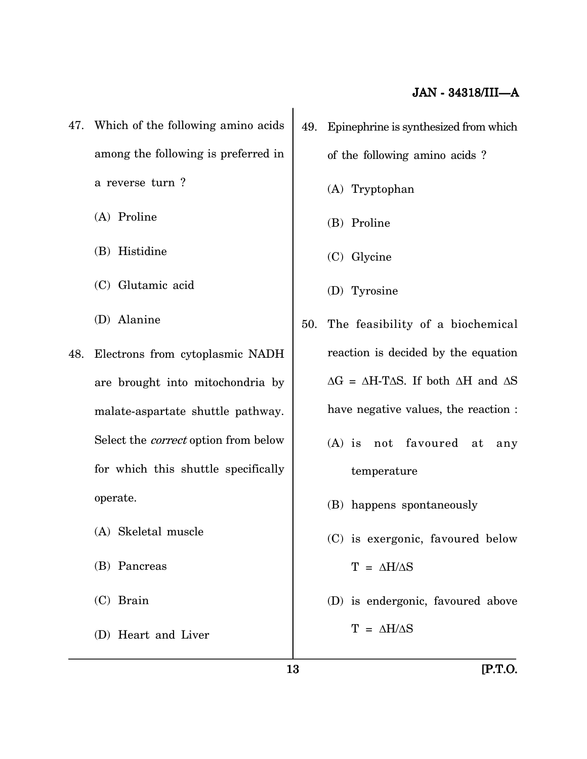47. Which of the following amino acids among the following is preferred in a reverse turn ?

    (A) Proline

    (B) Histidine

    (C) Glutamic acid

    (D) Alanine

48. Electrons from cytoplasmic NADH are brought into mitochondria by malate-aspartate shuttle pathway. Select the *correct* option from below for which this shuttle specifically operate.

    (A) Skeletal muscle

    (B) Pancreas

    (C) Brain

    (D) Heart and Liver

49. Epinephrine is synthesized from which of the following amino acids ?

    (A) Tryptophan

    (B) Proline

    (C) Glycine

    (D) Tyrosine

50. The feasibility of a biochemical reaction is decided by the equation $\Delta G = \Delta H - T\Delta S$. If both $\Delta H$ and $\Delta S$ have negative values, the reaction :

    (A) is not favoured at any temperature

    (B) happens spontaneously

    (C) is exergonic, favoured below $T = \Delta H/\Delta S$

    (D) is endergonic, favoured above $T = \Delta H/\Delta S$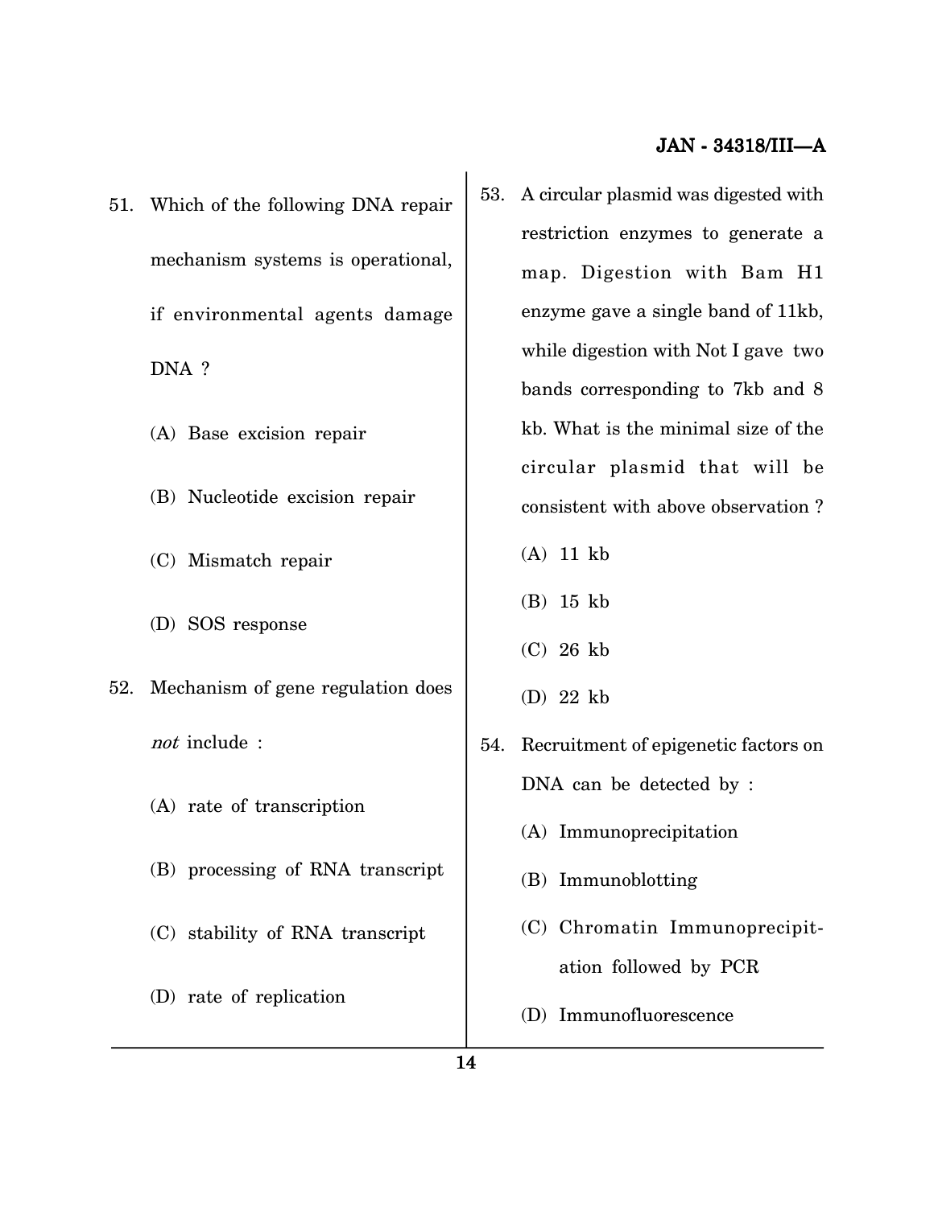51. Which of the following DNA repair mechanism systems is operational, if environmental agents damage DNA ?

    (A) Base excision repair

    (B) Nucleotide excision repair

    (C) Mismatch repair

    (D) SOS response

52. Mechanism of gene regulation does *not* include :

    (A) rate of transcription

    (B) processing of RNA transcript

    (C) stability of RNA transcript

    (D) rate of replication

53. A circular plasmid was digested with restriction enzymes to generate a map. Digestion with Bam H1 enzyme gave a single band of 11kb, while digestion with Not I gave two bands corresponding to 7kb and 8 kb. What is the minimal size of the circular plasmid that will be consistent with above observation ?

    (A) 11 kb

    (B) 15 kb

    (C) 26 kb

    (D) 22 kb

54. Recruitment of epigenetic factors on DNA can be detected by :

    (A) Immunoprecipitation

    (B) Immunoblotting

    (C) Chromatin Immunoprecipitation followed by PCR

    (D) Immunofluorescence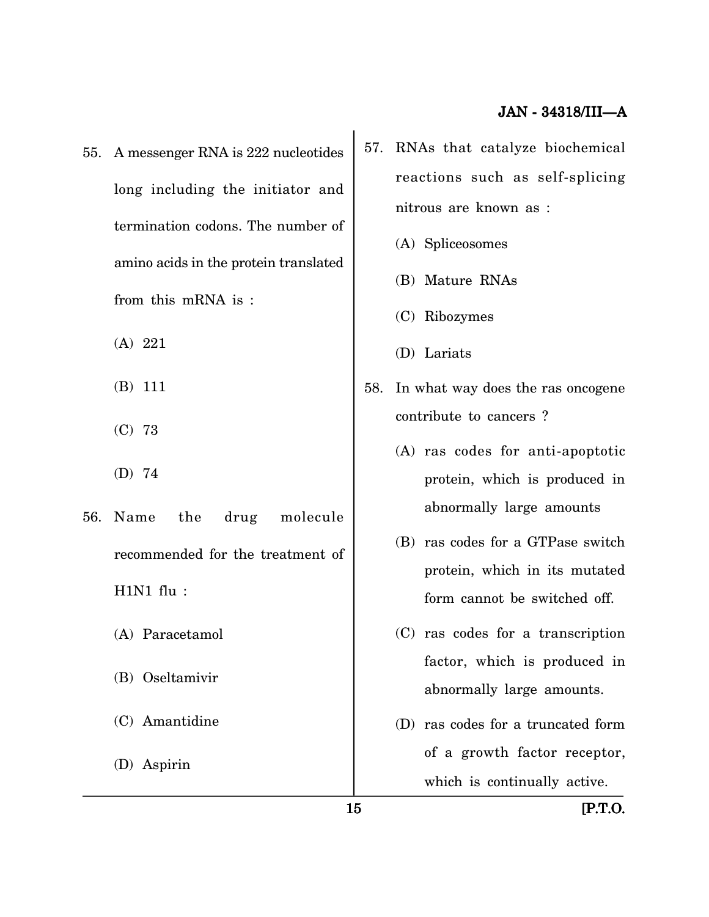55. A messenger RNA is 222 nucleotides long including the initiator and termination codons. The number of amino acids in the protein translated from this mRNA is :

(A) 221

(B) 111

(C) 73

(D) 74

56. Name the drug molecule recommended for the treatment of H1N1 flu :

(A) Paracetamol

(B) Oseltamivir

(C) Amantidine

(D) Aspirin

57. RNAs that catalyze biochemical reactions such as self-splicing nitrous are known as :

(A) Spliceosomes

(B) Mature RNAs

(C) Ribozymes

(D) Lariats

58. In what way does the ras oncogene contribute to cancers ?

(A) ras codes for anti-apoptotic protein, which is produced in abnormally large amounts

(B) ras codes for a GTPase switch protein, which in its mutated form cannot be switched off.

(C) ras codes for a transcription factor, which is produced in abnormally large amounts.

(D) ras codes for a truncated form of a growth factor receptor, which is continually active.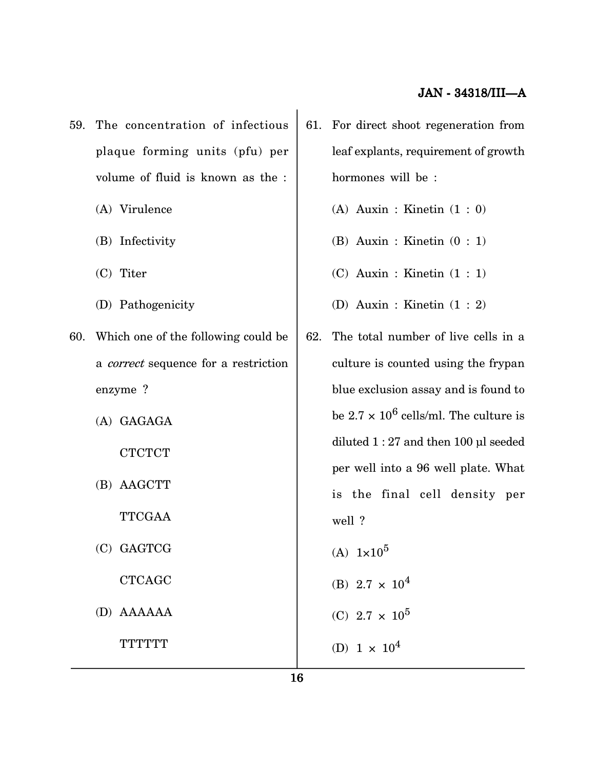59. The concentration of infectious plaque forming units (pfu) per volume of fluid is known as the :

    (A) Virulence

    (B) Infectivity

    (C) Titer

    (D) Pathogenicity

60. Which one of the following could be a *correct* sequence for a restriction enzyme ?

    (A) GAGAGA

        CTCTCT

    (B) AAGCTT

        TTCGAA

    (C) GAGTCG

        CTCAGC

    (D) AAAAAA

        TTTTTT

61. For direct shoot regeneration from leaf explants, requirement of growth hormones will be :

    (A) Auxin : Kinetin (1 : 0)

    (B) Auxin : Kinetin (0 : 1)

    (C) Auxin : Kinetin (1 : 1)

    (D) Auxin : Kinetin (1 : 2)

62. The total number of live cells in a culture is counted using the frypan blue exclusion assay and is found to be $2.7 \times 10^6$ cells/ml. The culture is diluted 1 : 27 and then 100 µl seeded per well into a 96 well plate. What is the final cell density per well ?

    (A) $1 \times 10^5$

    (B) $2.7 \times 10^4$

    (C) $2.7 \times 10^5$

    (D) $1 \times 10^4$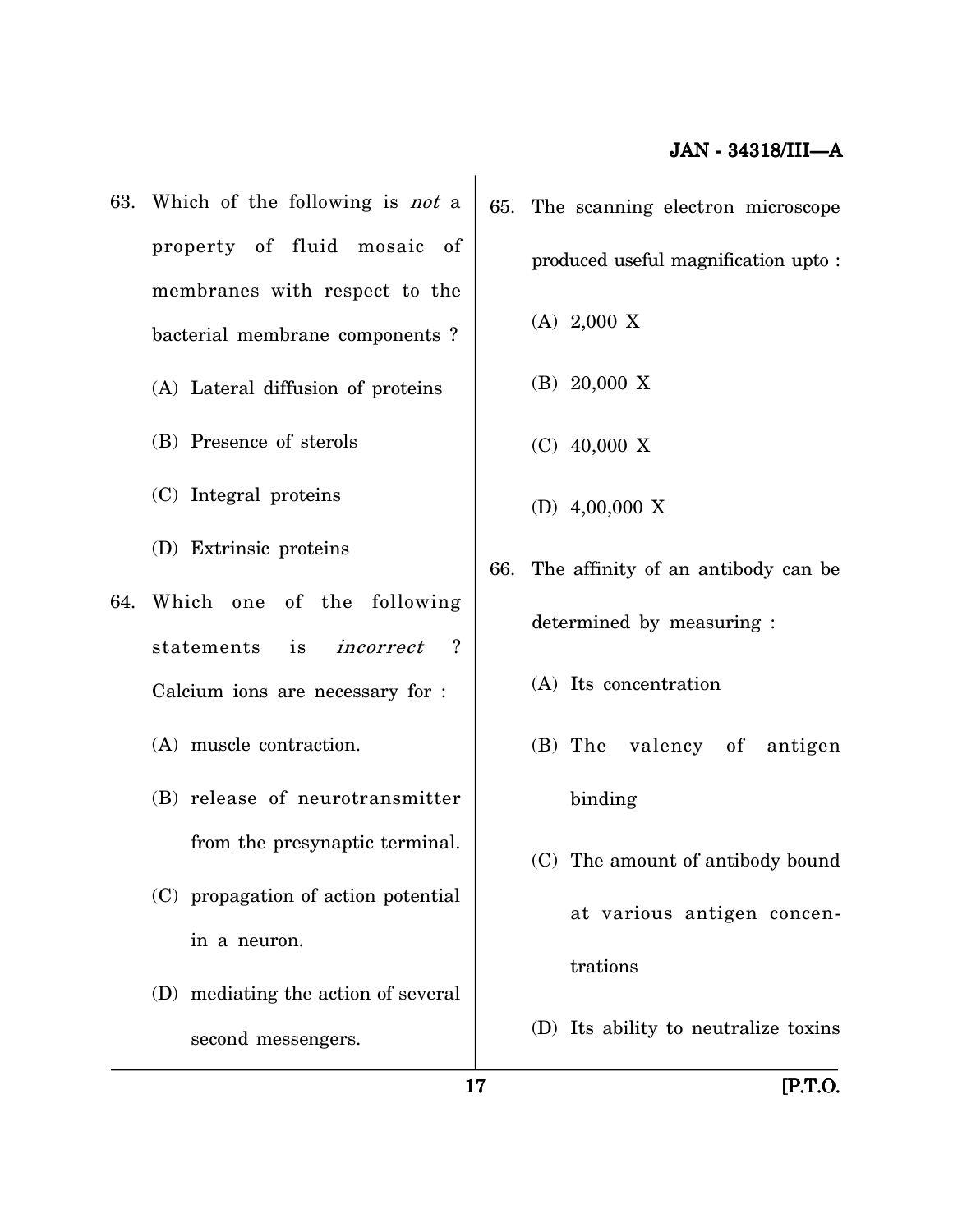63. Which of the following is *not* a property of fluid mosaic of membranes with respect to the bacterial membrane components ?

    (A) Lateral diffusion of proteins

    (B) Presence of sterols

    (C) Integral proteins

    (D) Extrinsic proteins

64. Which one of the following statements is *incorrect* ? Calcium ions are necessary for :

    (A) muscle contraction.

    (B) release of neurotransmitter from the presynaptic terminal.

    (C) propagation of action potential in a neuron.

    (D) mediating the action of several second messengers.

65. The scanning electron microscope produced useful magnification upto :

    (A) 2,000 X

    (B) 20,000 X

    (C) 40,000 X

    (D) 4,00,000 X

66. The affinity of an antibody can be determined by measuring :

    (A) Its concentration

    (B) The valency of antigen binding

    (C) The amount of antibody bound at various antigen concentrations

    (D) Its ability to neutralize toxins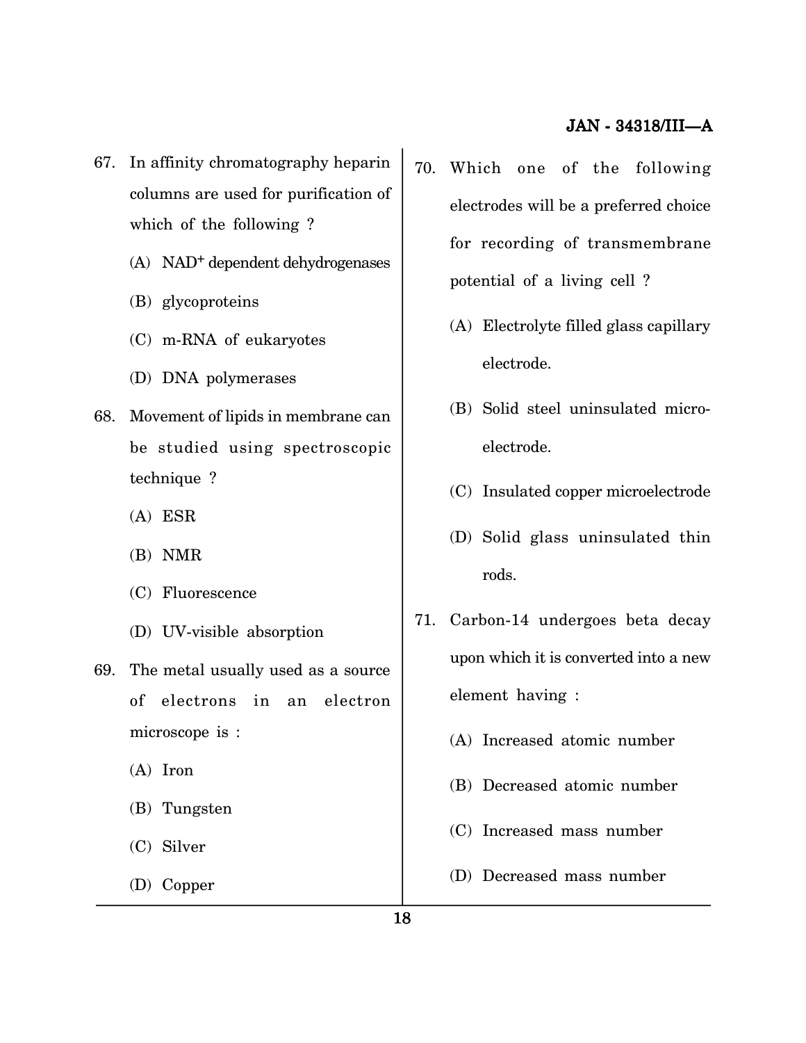67. In affinity chromatography heparin columns are used for purification of which of the following ?

    (A) $NAD^+$ dependent dehydrogenases

    (B) glycoproteins

    (C) m-RNA of eukaryotes

    (D) DNA polymerases

68. Movement of lipids in membrane can be studied using spectroscopic technique ?

    (A) ESR

    (B) NMR

    (C) Fluorescence

    (D) UV-visible absorption

69. The metal usually used as a source of electrons in an electron microscope is :

    (A) Iron

    (B) Tungsten

    (C) Silver

    (D) Copper

70. Which one of the following electrodes will be a preferred choice for recording of transmembrane potential of a living cell ?

    (A) Electrolyte filled glass capillary electrode.

    (B) Solid steel uninsulated micro-electrode.

    (C) Insulated copper microelectrode

    (D) Solid glass uninsulated thin rods.

71. Carbon-14 undergoes beta decay upon which it is converted into a new element having :

    (A) Increased atomic number

    (B) Decreased atomic number

    (C) Increased mass number

    (D) Decreased mass number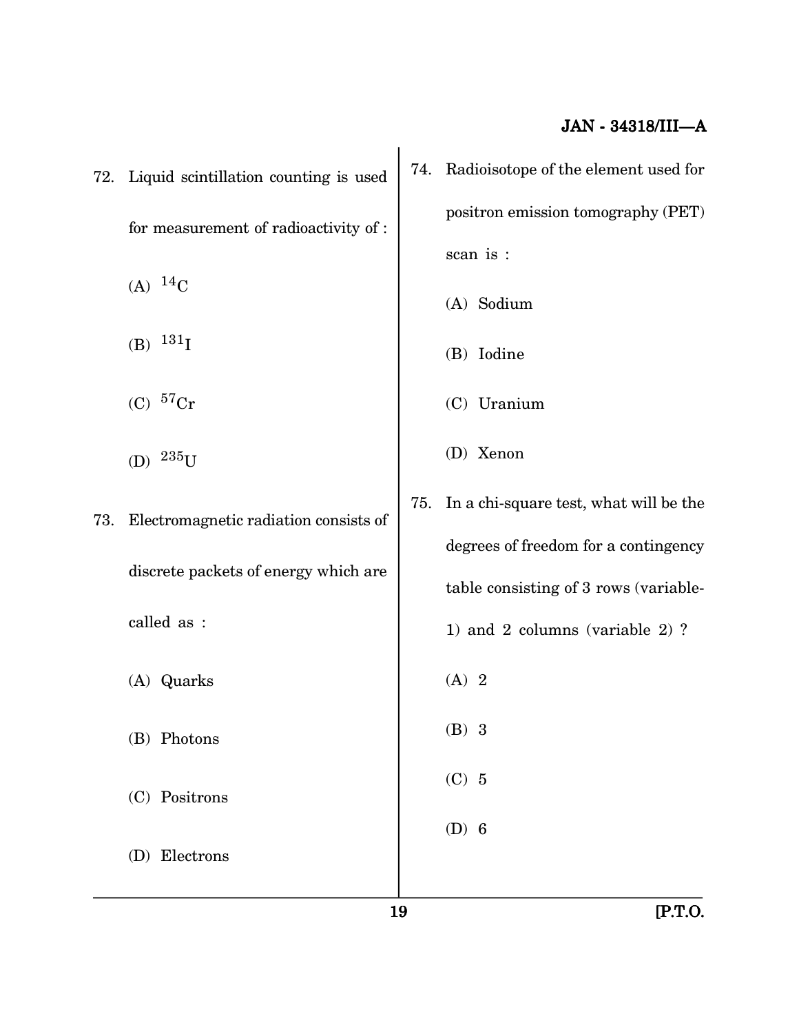72. Liquid scintillation counting is used for measurement of radioactivity of :

(A) $^{14}C$

(B) $^{131}I$

(C) $^{57}Cr$

(D) $^{235}U$

73. Electromagnetic radiation consists of discrete packets of energy which are called as :

(A) Quarks

(B) Photons

(C) Positrons

(D) Electrons

74. Radioisotope of the element used for positron emission tomography (PET) scan is :

(A) Sodium

(B) Iodine

(C) Uranium

(D) Xenon

75. In a chi-square test, what will be the degrees of freedom for a contingency table consisting of 3 rows (variable-1) and 2 columns (variable 2) ?

(A) 2

(B) 3

(C) 5

(D) 6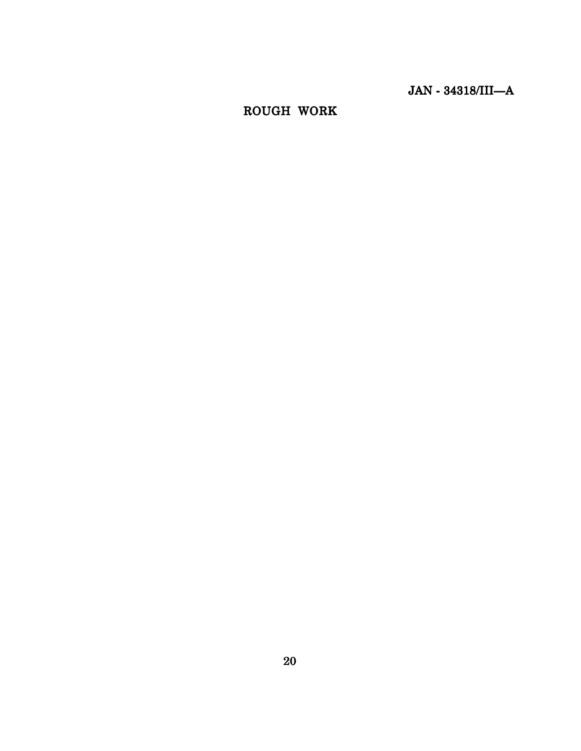ROUGH WORK